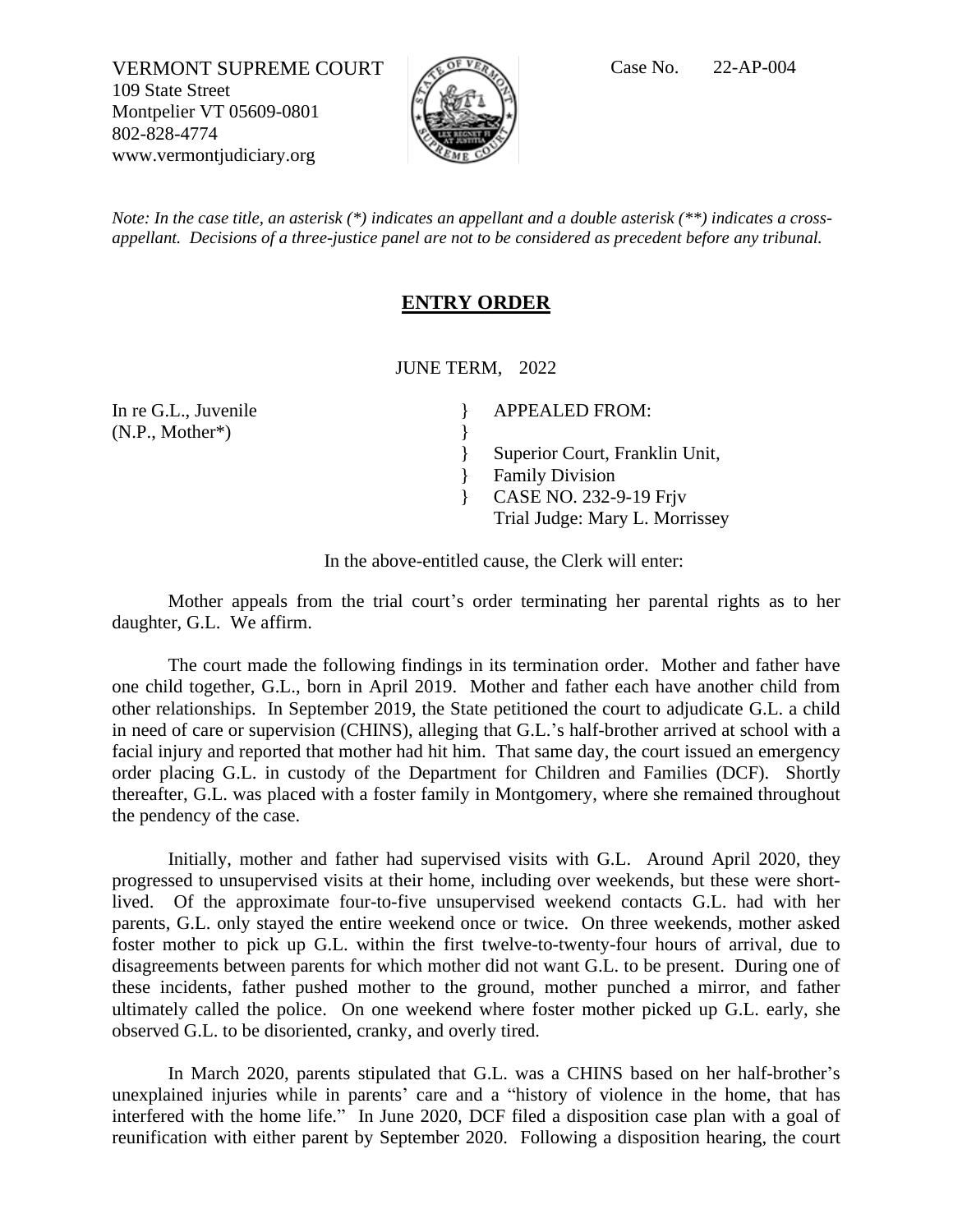VERMONT SUPREME COURT
109 State Street
Montpelier VT 05609-0801
802-828-4774
www.vermontjudiciary.org

Case No. 22-AP-004

*Note: In the case title, an asterisk (*) indicates an appellant and a double asterisk (**) indicates a cross-appellant. Decisions of a three-justice panel are not to be considered as precedent before any tribunal.*

## ENTRY ORDER

JUNE TERM, 2022

| | |
|---|---|
| In re G.L., Juvenile | } APPEALED FROM: |
| (N.P., Mother*) | } |
| | } Superior Court, Franklin Unit, |
| | } Family Division |
| | } CASE NO. 232-9-19 Frjv |
| | Trial Judge: Mary L. Morrissey |

In the above-entitled cause, the Clerk will enter:

Mother appeals from the trial court's order terminating her parental rights as to her daughter, G.L. We affirm.

The court made the following findings in its termination order. Mother and father have one child together, G.L., born in April 2019. Mother and father each have another child from other relationships. In September 2019, the State petitioned the court to adjudicate G.L. a child in need of care or supervision (CHINS), alleging that G.L.'s half-brother arrived at school with a facial injury and reported that mother had hit him. That same day, the court issued an emergency order placing G.L. in custody of the Department for Children and Families (DCF). Shortly thereafter, G.L. was placed with a foster family in Montgomery, where she remained throughout the pendency of the case.

Initially, mother and father had supervised visits with G.L. Around April 2020, they progressed to unsupervised visits at their home, including over weekends, but these were short-lived. Of the approximate four-to-five unsupervised weekend contacts G.L. had with her parents, G.L. only stayed the entire weekend once or twice. On three weekends, mother asked foster mother to pick up G.L. within the first twelve-to-twenty-four hours of arrival, due to disagreements between parents for which mother did not want G.L. to be present. During one of these incidents, father pushed mother to the ground, mother punched a mirror, and father ultimately called the police. On one weekend where foster mother picked up G.L. early, she observed G.L. to be disoriented, cranky, and overly tired.

In March 2020, parents stipulated that G.L. was a CHINS based on her half-brother's unexplained injuries while in parents' care and a "history of violence in the home, that has interfered with the home life." In June 2020, DCF filed a disposition case plan with a goal of reunification with either parent by September 2020. Following a disposition hearing, the court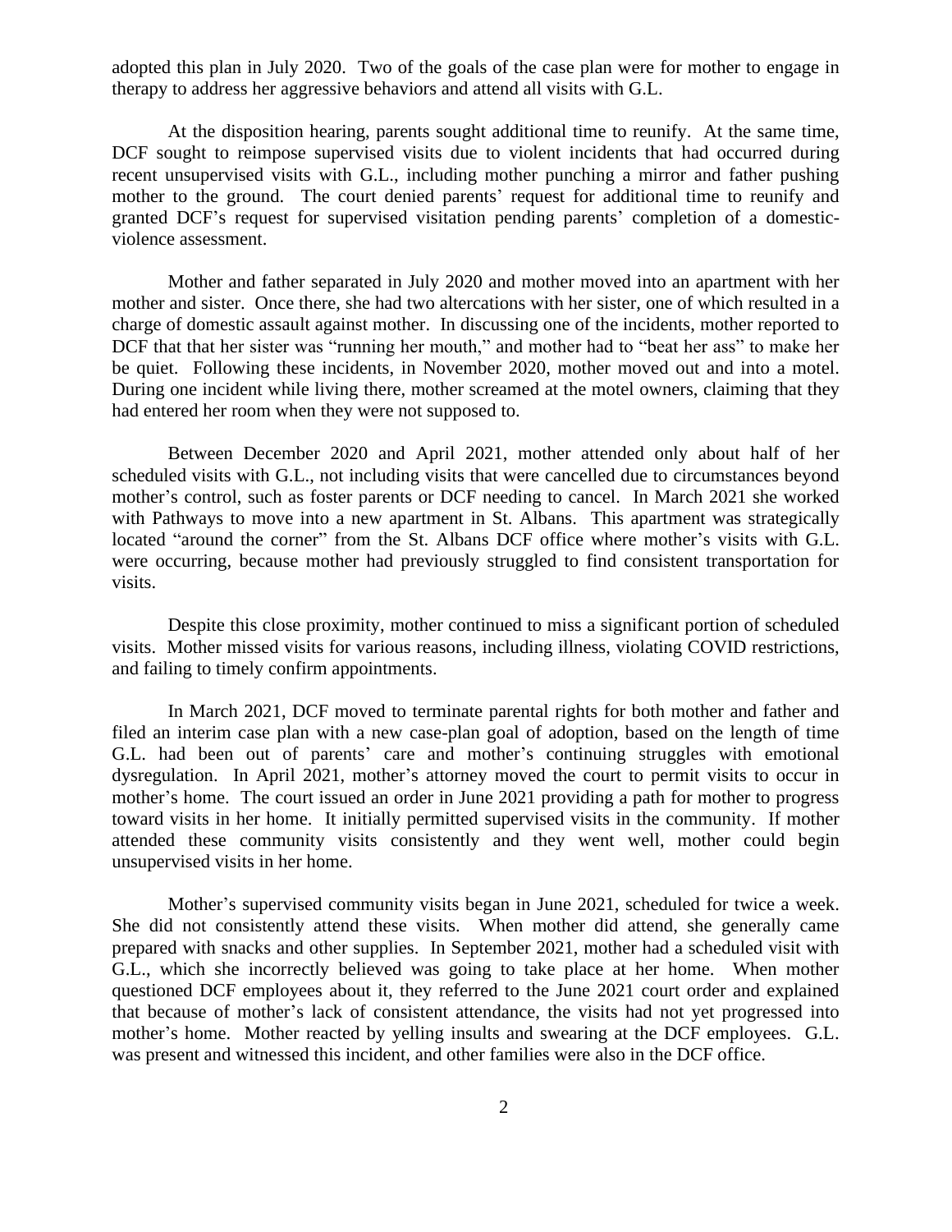adopted this plan in July 2020. Two of the goals of the case plan were for mother to engage in therapy to address her aggressive behaviors and attend all visits with G.L.

At the disposition hearing, parents sought additional time to reunify. At the same time, DCF sought to reimpose supervised visits due to violent incidents that had occurred during recent unsupervised visits with G.L., including mother punching a mirror and father pushing mother to the ground. The court denied parents' request for additional time to reunify and granted DCF's request for supervised visitation pending parents' completion of a domestic-violence assessment.

Mother and father separated in July 2020 and mother moved into an apartment with her mother and sister. Once there, she had two altercations with her sister, one of which resulted in a charge of domestic assault against mother. In discussing one of the incidents, mother reported to DCF that that her sister was "running her mouth," and mother had to "beat her ass" to make her be quiet. Following these incidents, in November 2020, mother moved out and into a motel. During one incident while living there, mother screamed at the motel owners, claiming that they had entered her room when they were not supposed to.

Between December 2020 and April 2021, mother attended only about half of her scheduled visits with G.L., not including visits that were cancelled due to circumstances beyond mother's control, such as foster parents or DCF needing to cancel. In March 2021 she worked with Pathways to move into a new apartment in St. Albans. This apartment was strategically located "around the corner" from the St. Albans DCF office where mother's visits with G.L. were occurring, because mother had previously struggled to find consistent transportation for visits.

Despite this close proximity, mother continued to miss a significant portion of scheduled visits. Mother missed visits for various reasons, including illness, violating COVID restrictions, and failing to timely confirm appointments.

In March 2021, DCF moved to terminate parental rights for both mother and father and filed an interim case plan with a new case-plan goal of adoption, based on the length of time G.L. had been out of parents' care and mother's continuing struggles with emotional dysregulation. In April 2021, mother's attorney moved the court to permit visits to occur in mother's home. The court issued an order in June 2021 providing a path for mother to progress toward visits in her home. It initially permitted supervised visits in the community. If mother attended these community visits consistently and they went well, mother could begin unsupervised visits in her home.

Mother's supervised community visits began in June 2021, scheduled for twice a week. She did not consistently attend these visits. When mother did attend, she generally came prepared with snacks and other supplies. In September 2021, mother had a scheduled visit with G.L., which she incorrectly believed was going to take place at her home. When mother questioned DCF employees about it, they referred to the June 2021 court order and explained that because of mother's lack of consistent attendance, the visits had not yet progressed into mother's home. Mother reacted by yelling insults and swearing at the DCF employees. G.L. was present and witnessed this incident, and other families were also in the DCF office.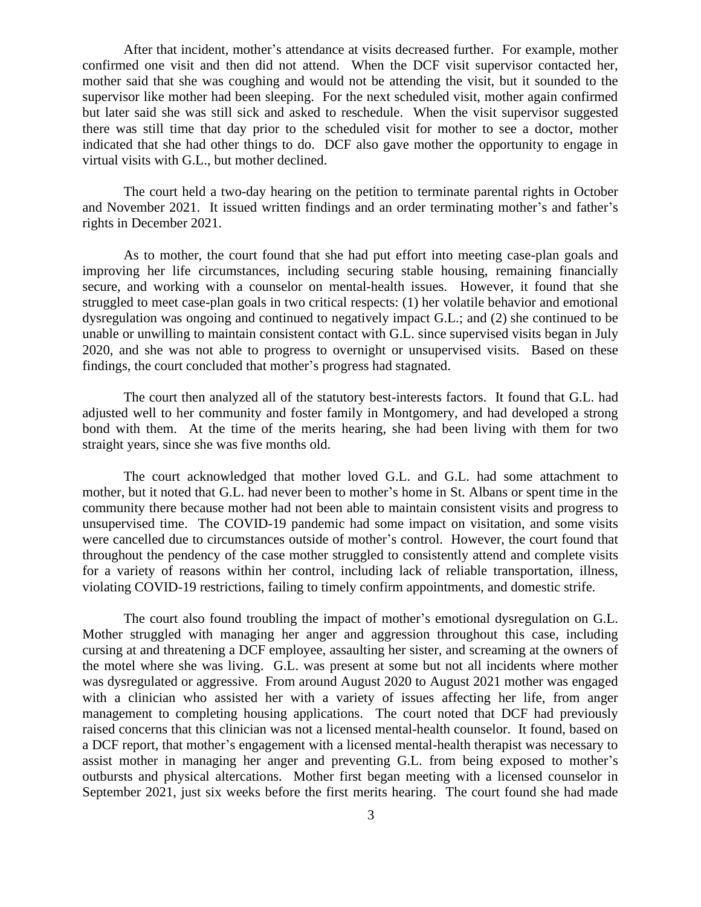After that incident, mother's attendance at visits decreased further. For example, mother confirmed one visit and then did not attend. When the DCF visit supervisor contacted her, mother said that she was coughing and would not be attending the visit, but it sounded to the supervisor like mother had been sleeping. For the next scheduled visit, mother again confirmed but later said she was still sick and asked to reschedule. When the visit supervisor suggested there was still time that day prior to the scheduled visit for mother to see a doctor, mother indicated that she had other things to do. DCF also gave mother the opportunity to engage in virtual visits with G.L., but mother declined.

The court held a two-day hearing on the petition to terminate parental rights in October and November 2021. It issued written findings and an order terminating mother's and father's rights in December 2021.

As to mother, the court found that she had put effort into meeting case-plan goals and improving her life circumstances, including securing stable housing, remaining financially secure, and working with a counselor on mental-health issues. However, it found that she struggled to meet case-plan goals in two critical respects: (1) her volatile behavior and emotional dysregulation was ongoing and continued to negatively impact G.L.; and (2) she continued to be unable or unwilling to maintain consistent contact with G.L. since supervised visits began in July 2020, and she was not able to progress to overnight or unsupervised visits. Based on these findings, the court concluded that mother's progress had stagnated.

The court then analyzed all of the statutory best-interests factors. It found that G.L. had adjusted well to her community and foster family in Montgomery, and had developed a strong bond with them. At the time of the merits hearing, she had been living with them for two straight years, since she was five months old.

The court acknowledged that mother loved G.L. and G.L. had some attachment to mother, but it noted that G.L. had never been to mother's home in St. Albans or spent time in the community there because mother had not been able to maintain consistent visits and progress to unsupervised time. The COVID-19 pandemic had some impact on visitation, and some visits were cancelled due to circumstances outside of mother's control. However, the court found that throughout the pendency of the case mother struggled to consistently attend and complete visits for a variety of reasons within her control, including lack of reliable transportation, illness, violating COVID-19 restrictions, failing to timely confirm appointments, and domestic strife.

The court also found troubling the impact of mother's emotional dysregulation on G.L. Mother struggled with managing her anger and aggression throughout this case, including cursing at and threatening a DCF employee, assaulting her sister, and screaming at the owners of the motel where she was living. G.L. was present at some but not all incidents where mother was dysregulated or aggressive. From around August 2020 to August 2021 mother was engaged with a clinician who assisted her with a variety of issues affecting her life, from anger management to completing housing applications. The court noted that DCF had previously raised concerns that this clinician was not a licensed mental-health counselor. It found, based on a DCF report, that mother's engagement with a licensed mental-health therapist was necessary to assist mother in managing her anger and preventing G.L. from being exposed to mother's outbursts and physical altercations. Mother first began meeting with a licensed counselor in September 2021, just six weeks before the first merits hearing. The court found she had made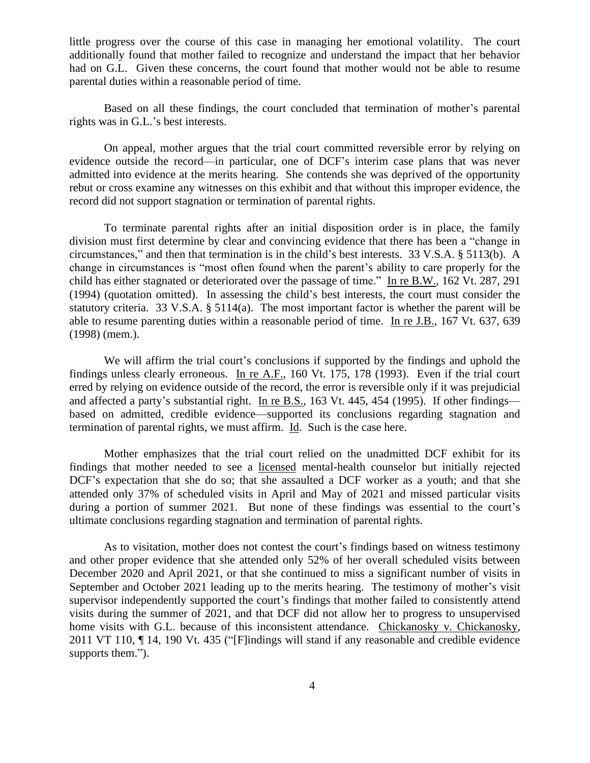little progress over the course of this case in managing her emotional volatility. The court additionally found that mother failed to recognize and understand the impact that her behavior had on G.L. Given these concerns, the court found that mother would not be able to resume parental duties within a reasonable period of time.

Based on all these findings, the court concluded that termination of mother's parental rights was in G.L.'s best interests.

On appeal, mother argues that the trial court committed reversible error by relying on evidence outside the record—in particular, one of DCF's interim case plans that was never admitted into evidence at the merits hearing. She contends she was deprived of the opportunity rebut or cross examine any witnesses on this exhibit and that without this improper evidence, the record did not support stagnation or termination of parental rights.

To terminate parental rights after an initial disposition order is in place, the family division must first determine by clear and convincing evidence that there has been a "change in circumstances," and then that termination is in the child's best interests. 33 V.S.A. § 5113(b). A change in circumstances is "most often found when the parent's ability to care properly for the child has either stagnated or deteriorated over the passage of time." In re B.W., 162 Vt. 287, 291 (1994) (quotation omitted). In assessing the child's best interests, the court must consider the statutory criteria. 33 V.S.A. § 5114(a). The most important factor is whether the parent will be able to resume parenting duties within a reasonable period of time. In re J.B., 167 Vt. 637, 639 (1998) (mem.).

We will affirm the trial court's conclusions if supported by the findings and uphold the findings unless clearly erroneous. In re A.F., 160 Vt. 175, 178 (1993). Even if the trial court erred by relying on evidence outside of the record, the error is reversible only if it was prejudicial and affected a party's substantial right. In re B.S., 163 Vt. 445, 454 (1995). If other findings—based on admitted, credible evidence—supported its conclusions regarding stagnation and termination of parental rights, we must affirm. Id. Such is the case here.

Mother emphasizes that the trial court relied on the unadmitted DCF exhibit for its findings that mother needed to see a licensed mental-health counselor but initially rejected DCF's expectation that she do so; that she assaulted a DCF worker as a youth; and that she attended only 37% of scheduled visits in April and May of 2021 and missed particular visits during a portion of summer 2021. But none of these findings was essential to the court's ultimate conclusions regarding stagnation and termination of parental rights.

As to visitation, mother does not contest the court's findings based on witness testimony and other proper evidence that she attended only 52% of her overall scheduled visits between December 2020 and April 2021, or that she continued to miss a significant number of visits in September and October 2021 leading up to the merits hearing. The testimony of mother's visit supervisor independently supported the court's findings that mother failed to consistently attend visits during the summer of 2021, and that DCF did not allow her to progress to unsupervised home visits with G.L. because of this inconsistent attendance. Chickanosky v. Chickanosky, 2011 VT 110, ¶ 14, 190 Vt. 435 ("[F]indings will stand if any reasonable and credible evidence supports them.").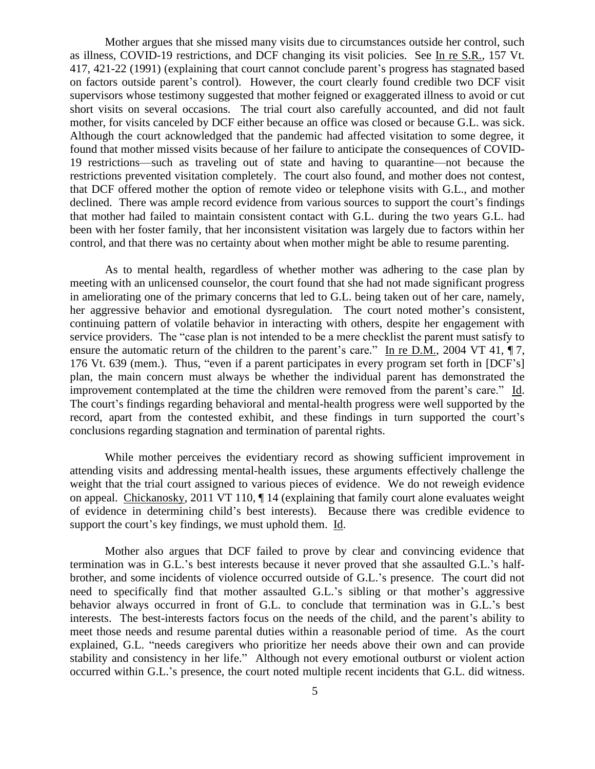Mother argues that she missed many visits due to circumstances outside her control, such as illness, COVID-19 restrictions, and DCF changing its visit policies. See In re S.R., 157 Vt. 417, 421-22 (1991) (explaining that court cannot conclude parent's progress has stagnated based on factors outside parent's control). However, the court clearly found credible two DCF visit supervisors whose testimony suggested that mother feigned or exaggerated illness to avoid or cut short visits on several occasions. The trial court also carefully accounted, and did not fault mother, for visits canceled by DCF either because an office was closed or because G.L. was sick. Although the court acknowledged that the pandemic had affected visitation to some degree, it found that mother missed visits because of her failure to anticipate the consequences of COVID-19 restrictions—such as traveling out of state and having to quarantine—not because the restrictions prevented visitation completely. The court also found, and mother does not contest, that DCF offered mother the option of remote video or telephone visits with G.L., and mother declined. There was ample record evidence from various sources to support the court's findings that mother had failed to maintain consistent contact with G.L. during the two years G.L. had been with her foster family, that her inconsistent visitation was largely due to factors within her control, and that there was no certainty about when mother might be able to resume parenting.

As to mental health, regardless of whether mother was adhering to the case plan by meeting with an unlicensed counselor, the court found that she had not made significant progress in ameliorating one of the primary concerns that led to G.L. being taken out of her care, namely, her aggressive behavior and emotional dysregulation. The court noted mother's consistent, continuing pattern of volatile behavior in interacting with others, despite her engagement with service providers. The "case plan is not intended to be a mere checklist the parent must satisfy to ensure the automatic return of the children to the parent's care." In re D.M., 2004 VT 41, ¶ 7, 176 Vt. 639 (mem.). Thus, "even if a parent participates in every program set forth in [DCF's] plan, the main concern must always be whether the individual parent has demonstrated the improvement contemplated at the time the children were removed from the parent's care." Id. The court's findings regarding behavioral and mental-health progress were well supported by the record, apart from the contested exhibit, and these findings in turn supported the court's conclusions regarding stagnation and termination of parental rights.

While mother perceives the evidentiary record as showing sufficient improvement in attending visits and addressing mental-health issues, these arguments effectively challenge the weight that the trial court assigned to various pieces of evidence. We do not reweigh evidence on appeal. Chickanosky, 2011 VT 110, ¶ 14 (explaining that family court alone evaluates weight of evidence in determining child's best interests). Because there was credible evidence to support the court's key findings, we must uphold them. Id.

Mother also argues that DCF failed to prove by clear and convincing evidence that termination was in G.L.'s best interests because it never proved that she assaulted G.L.'s half-brother, and some incidents of violence occurred outside of G.L.'s presence. The court did not need to specifically find that mother assaulted G.L.'s sibling or that mother's aggressive behavior always occurred in front of G.L. to conclude that termination was in G.L.'s best interests. The best-interests factors focus on the needs of the child, and the parent's ability to meet those needs and resume parental duties within a reasonable period of time. As the court explained, G.L. "needs caregivers who prioritize her needs above their own and can provide stability and consistency in her life." Although not every emotional outburst or violent action occurred within G.L.'s presence, the court noted multiple recent incidents that G.L. did witness.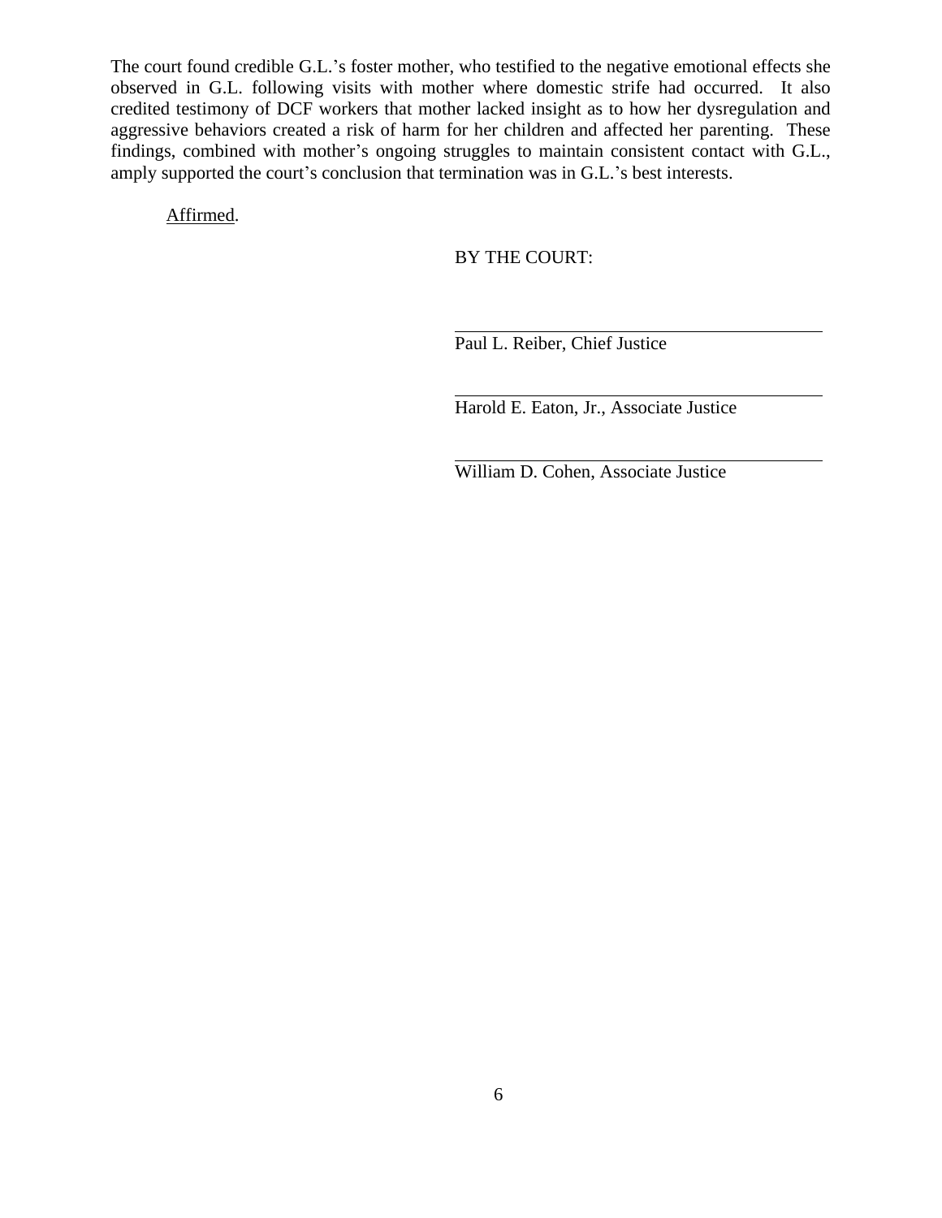The court found credible G.L.'s foster mother, who testified to the negative emotional effects she observed in G.L. following visits with mother where domestic strife had occurred. It also credited testimony of DCF workers that mother lacked insight as to how her dysregulation and aggressive behaviors created a risk of harm for her children and affected her parenting. These findings, combined with mother's ongoing struggles to maintain consistent contact with G.L., amply supported the court's conclusion that termination was in G.L.'s best interests.

Affirmed.

BY THE COURT:

Paul L. Reiber, Chief Justice

Harold E. Eaton, Jr., Associate Justice

William D. Cohen, Associate Justice